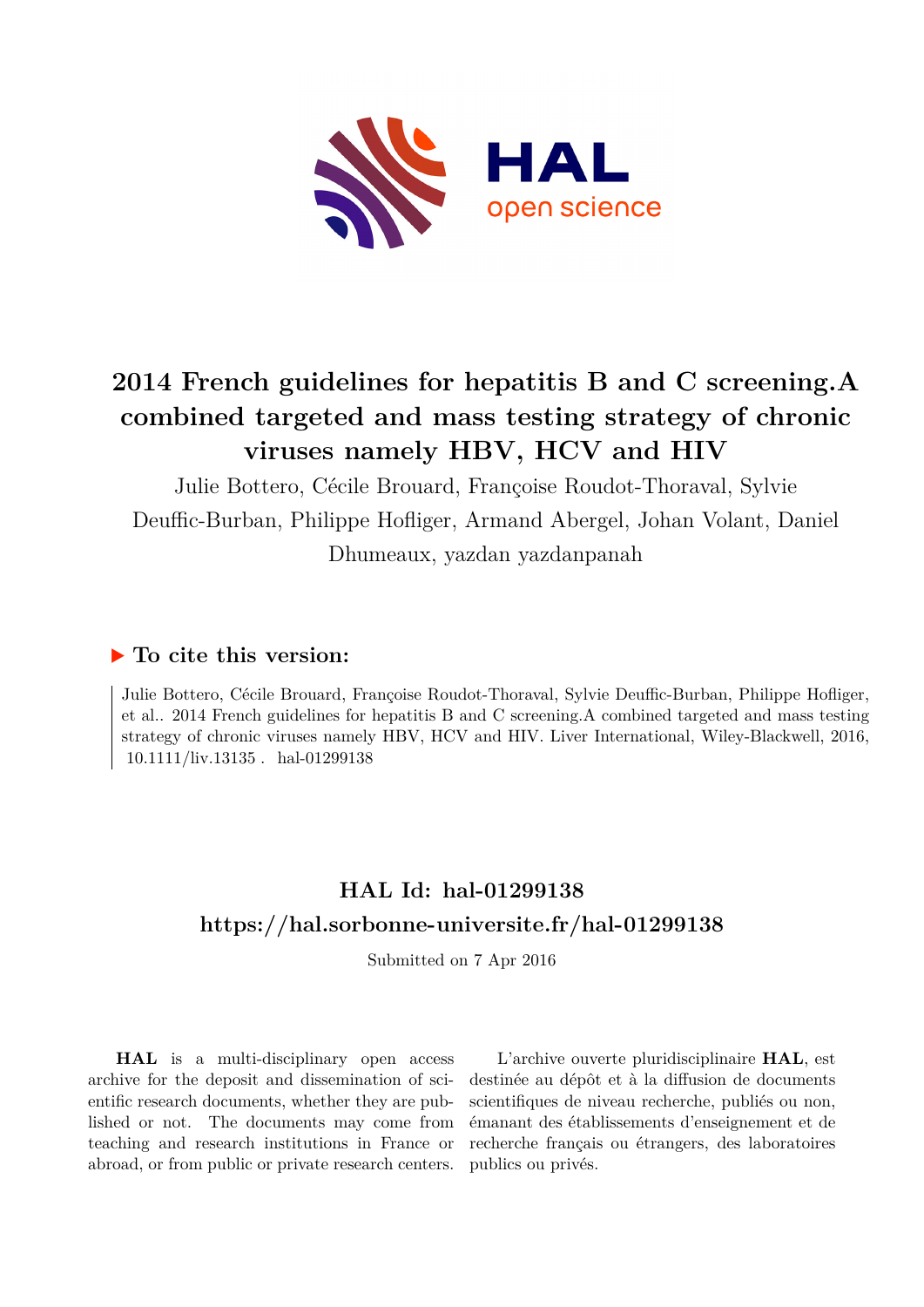# 2014 French guidelines for hepatitis B and C screening.A combined targeted and mass testing strategy of chronic viruses namely HBV, HCV and HIV

Julie Bottero, Cécile Brouard, Françoise Roudot-Thoraval, Sylvie Deuffic-Burban, Philippe Hofliger, Armand Abergel, Johan Volant, Daniel Dhumeaux, yazdan yazdanpanah

## ▶ To cite this version:

Julie Bottero, Cécile Brouard, Françoise Roudot-Thoraval, Sylvie Deuffic-Burban, Philippe Hofliger, et al.. 2014 French guidelines for hepatitis B and C screening.A combined targeted and mass testing strategy of chronic viruses namely HBV, HCV and HIV. Liver International, Wiley-Blackwell, 2016, 10.1111/liv.13135 . hal-01299138

## HAL Id: hal-01299138
## https://hal.sorbonne-universite.fr/hal-01299138

Submitted on 7 Apr 2016

**HAL** is a multi-disciplinary open access archive for the deposit and dissemination of scientific research documents, whether they are published or not. The documents may come from teaching and research institutions in France or abroad, or from public or private research centers.

L'archive ouverte pluridisciplinaire **HAL**, est destinée au dépôt et à la diffusion de documents scientifiques de niveau recherche, publiés ou non, émanant des établissements d'enseignement et de recherche français ou étrangers, des laboratoires publics ou privés.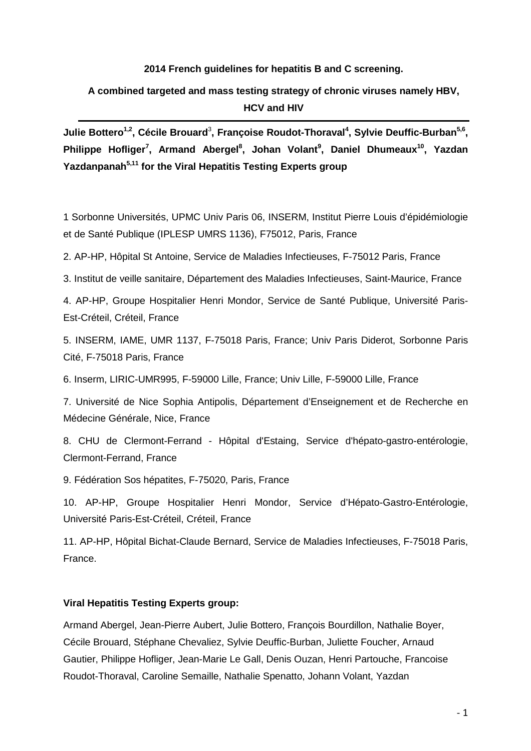**2014 French guidelines for hepatitis B and C screening.**

**A combined targeted and mass testing strategy of chronic viruses namely HBV, HCV and HIV**

---

**Julie Bottero[1,2], Cécile Brouard[3], Françoise Roudot-Thoraval[4], Sylvie Deuffic-Burban[5,6], Philippe Hofliger[7], Armand Abergel[8], Johan Volant[9], Daniel Dhumeaux[10], Yazdan Yazdanpanah[5,11] for the Viral Hepatitis Testing Experts group**

1 Sorbonne Universités, UPMC Univ Paris 06, INSERM, Institut Pierre Louis d'épidémiologie et de Santé Publique (IPLESP UMRS 1136), F75012, Paris, France

2. AP-HP, Hôpital St Antoine, Service de Maladies Infectieuses, F-75012 Paris, France

3. Institut de veille sanitaire, Département des Maladies Infectieuses, Saint-Maurice, France

4. AP-HP, Groupe Hospitalier Henri Mondor, Service de Santé Publique, Université Paris-Est-Créteil, Créteil, France

5. INSERM, IAME, UMR 1137, F-75018 Paris, France; Univ Paris Diderot, Sorbonne Paris Cité, F-75018 Paris, France

6. Inserm, LIRIC-UMR995, F-59000 Lille, France; Univ Lille, F-59000 Lille, France

7. Université de Nice Sophia Antipolis, Département d'Enseignement et de Recherche en Médecine Générale, Nice, France

8. CHU de Clermont-Ferrand - Hôpital d'Estaing, Service d'hépato-gastro-entérologie, Clermont-Ferrand, France

9. Fédération Sos hépatites, F-75020, Paris, France

10. AP-HP, Groupe Hospitalier Henri Mondor, Service d'Hépato-Gastro-Entérologie, Université Paris-Est-Créteil, Créteil, France

11. AP-HP, Hôpital Bichat-Claude Bernard, Service de Maladies Infectieuses, F-75018 Paris, France.

**Viral Hepatitis Testing Experts group:**

Armand Abergel, Jean-Pierre Aubert, Julie Bottero, François Bourdillon, Nathalie Boyer, Cécile Brouard, Stéphane Chevaliez, Sylvie Deuffic-Burban, Juliette Foucher, Arnaud Gautier, Philippe Hofliger, Jean-Marie Le Gall, Denis Ouzan, Henri Partouche, Francoise Roudot-Thoraval, Caroline Semaille, Nathalie Spenatto, Johann Volant, Yazdan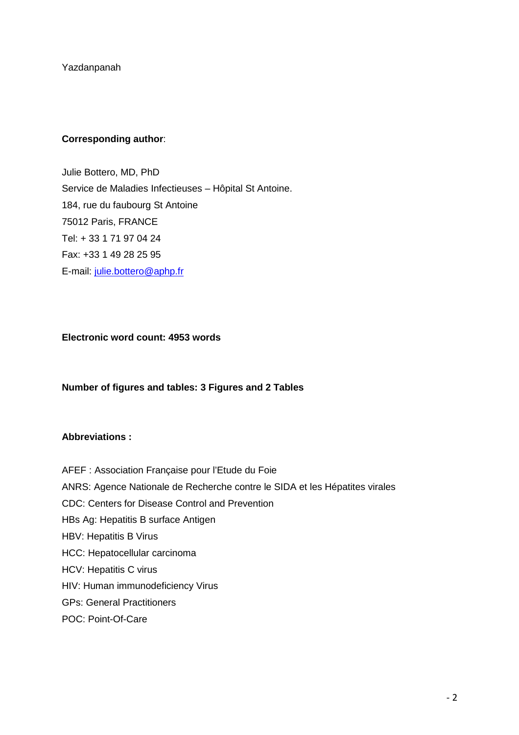Yazdanpanah

**Corresponding author**:

Julie Bottero, MD, PhD
Service de Maladies Infectieuses – Hôpital St Antoine.
184, rue du faubourg St Antoine
75012 Paris, FRANCE
Tel: + 33 1 71 97 04 24
Fax: +33 1 49 28 25 95
E-mail: julie.bottero@aphp.fr

**Electronic word count: 4953 words**

**Number of figures and tables: 3 Figures and 2 Tables**

**Abbreviations :**

AFEF : Association Française pour l'Etude du Foie
ANRS: Agence Nationale de Recherche contre le SIDA et les Hépatites virales
CDC: Centers for Disease Control and Prevention
HBs Ag: Hepatitis B surface Antigen
HBV: Hepatitis B Virus
HCC: Hepatocellular carcinoma
HCV: Hepatitis C virus
HIV: Human immunodeficiency Virus
GPs: General Practitioners
POC: Point-Of-Care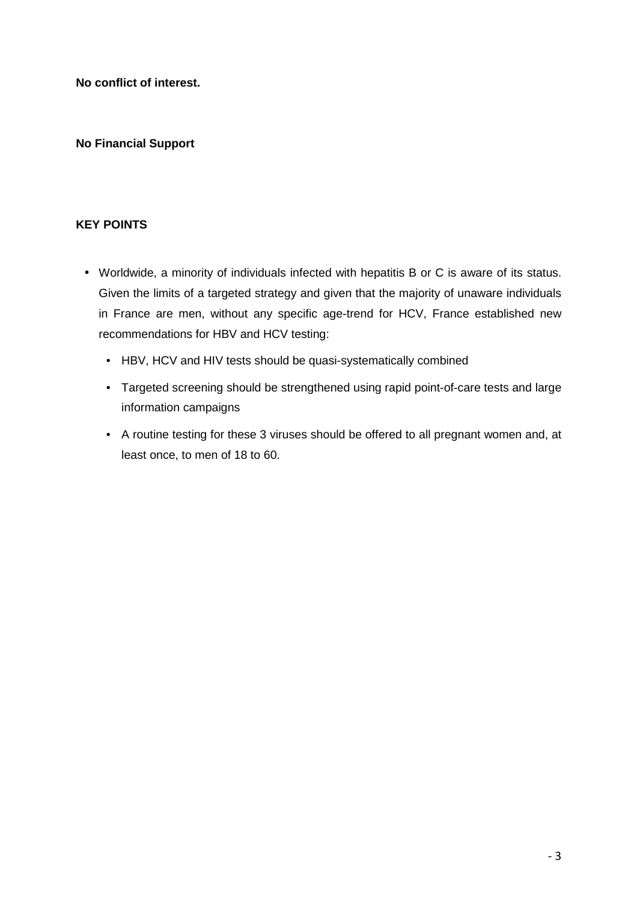**No conflict of interest.**

**No Financial Support**

**KEY POINTS**

- Worldwide, a minority of individuals infected with hepatitis B or C is aware of its status. Given the limits of a targeted strategy and given that the majority of unaware individuals in France are men, without any specific age-trend for HCV, France established new recommendations for HBV and HCV testing:
  - HBV, HCV and HIV tests should be quasi-systematically combined
  - Targeted screening should be strengthened using rapid point-of-care tests and large information campaigns
  - A routine testing for these 3 viruses should be offered to all pregnant women and, at least once, to men of 18 to 60.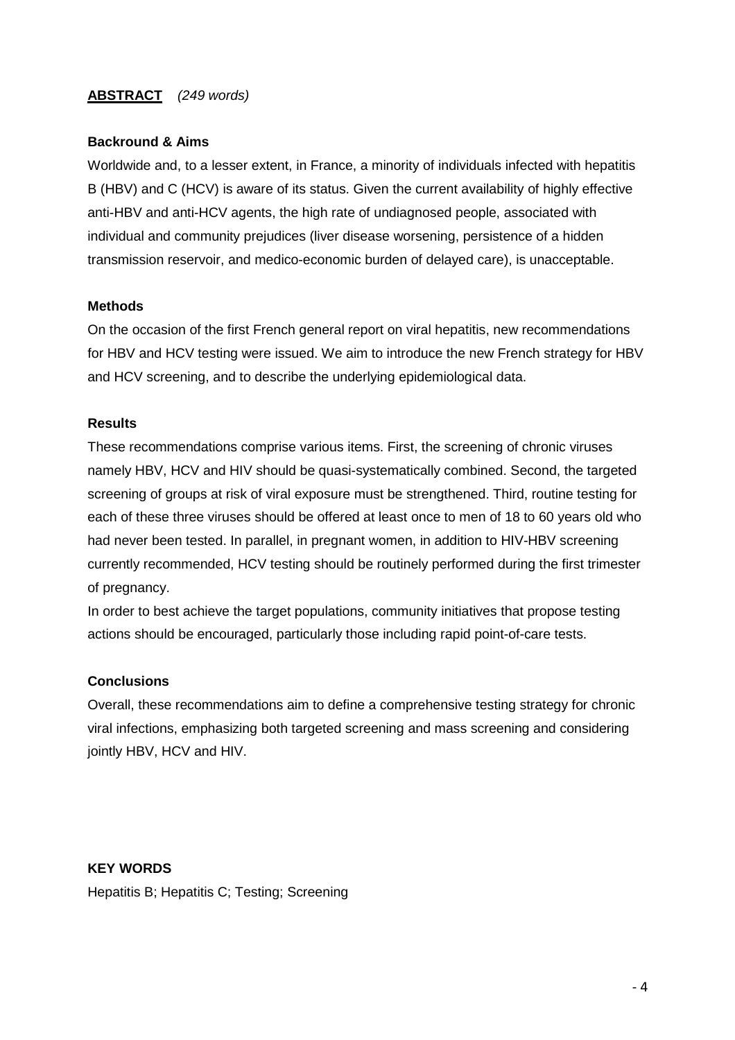## ABSTRACT *(249 words)*

### Backround & Aims

Worldwide and, to a lesser extent, in France, a minority of individuals infected with hepatitis B (HBV) and C (HCV) is aware of its status. Given the current availability of highly effective anti-HBV and anti-HCV agents, the high rate of undiagnosed people, associated with individual and community prejudices (liver disease worsening, persistence of a hidden transmission reservoir, and medico-economic burden of delayed care), is unacceptable.

### Methods

On the occasion of the first French general report on viral hepatitis, new recommendations for HBV and HCV testing were issued. We aim to introduce the new French strategy for HBV and HCV screening, and to describe the underlying epidemiological data.

### Results

These recommendations comprise various items. First, the screening of chronic viruses namely HBV, HCV and HIV should be quasi-systematically combined. Second, the targeted screening of groups at risk of viral exposure must be strengthened. Third, routine testing for each of these three viruses should be offered at least once to men of 18 to 60 years old who had never been tested. In parallel, in pregnant women, in addition to HIV-HBV screening currently recommended, HCV testing should be routinely performed during the first trimester of pregnancy.

In order to best achieve the target populations, community initiatives that propose testing actions should be encouraged, particularly those including rapid point-of-care tests.

### Conclusions

Overall, these recommendations aim to define a comprehensive testing strategy for chronic viral infections, emphasizing both targeted screening and mass screening and considering jointly HBV, HCV and HIV.

### KEY WORDS

Hepatitis B; Hepatitis C; Testing; Screening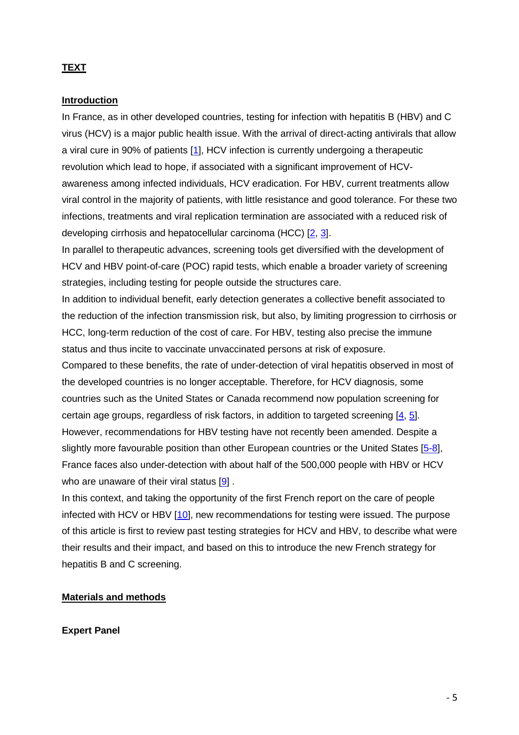## TEXT

### Introduction

In France, as in other developed countries, testing for infection with hepatitis B (HBV) and C virus (HCV) is a major public health issue. With the arrival of direct-acting antivirals that allow a viral cure in 90% of patients [1], HCV infection is currently undergoing a therapeutic revolution which lead to hope, if associated with a significant improvement of HCV-awareness among infected individuals, HCV eradication. For HBV, current treatments allow viral control in the majority of patients, with little resistance and good tolerance. For these two infections, treatments and viral replication termination are associated with a reduced risk of developing cirrhosis and hepatocellular carcinoma (HCC) [2, 3].

In parallel to therapeutic advances, screening tools get diversified with the development of HCV and HBV point-of-care (POC) rapid tests, which enable a broader variety of screening strategies, including testing for people outside the structures care.

In addition to individual benefit, early detection generates a collective benefit associated to the reduction of the infection transmission risk, but also, by limiting progression to cirrhosis or HCC, long-term reduction of the cost of care. For HBV, testing also precise the immune status and thus incite to vaccinate unvaccinated persons at risk of exposure.

Compared to these benefits, the rate of under-detection of viral hepatitis observed in most of the developed countries is no longer acceptable. Therefore, for HCV diagnosis, some countries such as the United States or Canada recommend now population screening for certain age groups, regardless of risk factors, in addition to targeted screening [4, 5]. However, recommendations for HBV testing have not recently been amended. Despite a slightly more favourable position than other European countries or the United States [5-8], France faces also under-detection with about half of the 500,000 people with HBV or HCV who are unaware of their viral status [9] .

In this context, and taking the opportunity of the first French report on the care of people infected with HCV or HBV [10], new recommendations for testing were issued. The purpose of this article is first to review past testing strategies for HCV and HBV, to describe what were their results and their impact, and based on this to introduce the new French strategy for hepatitis B and C screening.

### Materials and methods

**Expert Panel**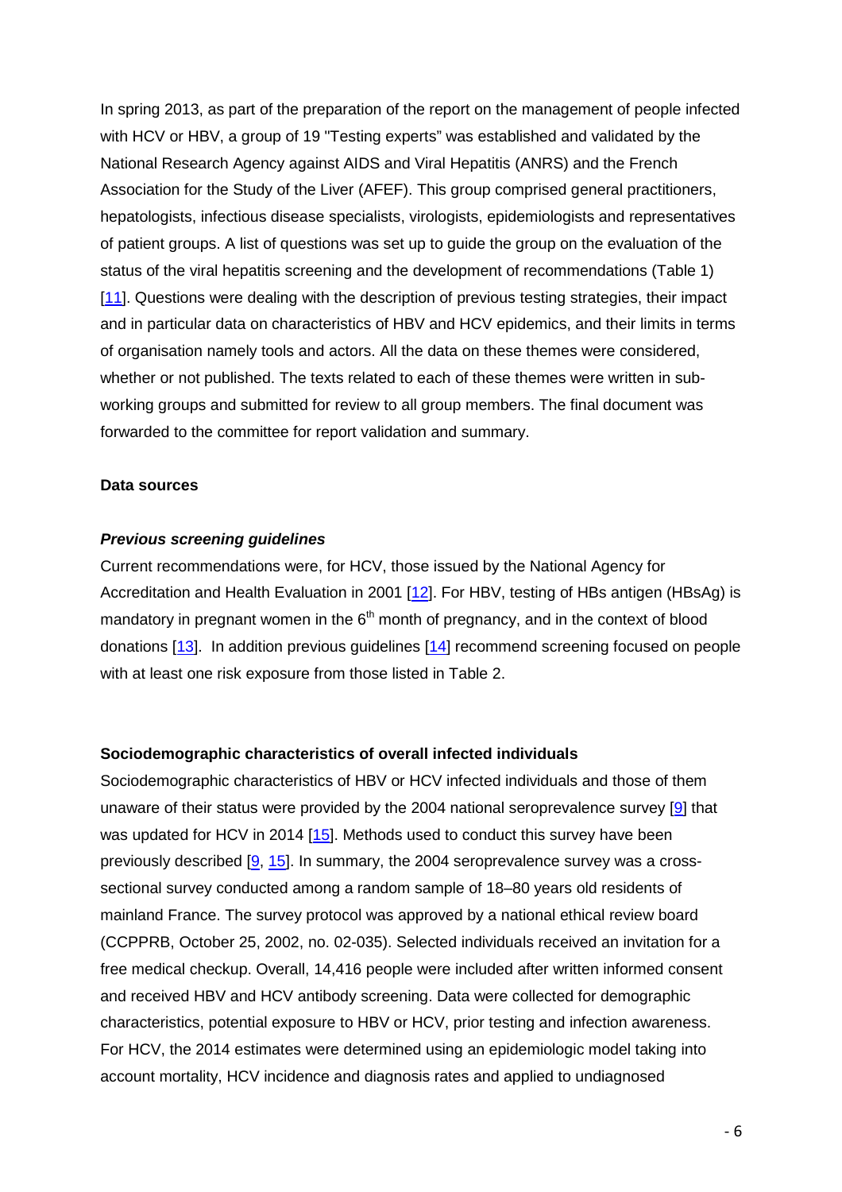In spring 2013, as part of the preparation of the report on the management of people infected with HCV or HBV, a group of 19 "Testing experts" was established and validated by the National Research Agency against AIDS and Viral Hepatitis (ANRS) and the French Association for the Study of the Liver (AFEF). This group comprised general practitioners, hepatologists, infectious disease specialists, virologists, epidemiologists and representatives of patient groups. A list of questions was set up to guide the group on the evaluation of the status of the viral hepatitis screening and the development of recommendations (Table 1) [11]. Questions were dealing with the description of previous testing strategies, their impact and in particular data on characteristics of HBV and HCV epidemics, and their limits in terms of organisation namely tools and actors. All the data on these themes were considered, whether or not published. The texts related to each of these themes were written in sub-working groups and submitted for review to all group members. The final document was forwarded to the committee for report validation and summary.

## Data sources

### ***Previous screening guidelines***

Current recommendations were, for HCV, those issued by the National Agency for Accreditation and Health Evaluation in 2001 [12]. For HBV, testing of HBs antigen (HBsAg) is mandatory in pregnant women in the 6th month of pregnancy, and in the context of blood donations [13]. In addition previous guidelines [14] recommend screening focused on people with at least one risk exposure from those listed in Table 2.

## Sociodemographic characteristics of overall infected individuals

Sociodemographic characteristics of HBV or HCV infected individuals and those of them unaware of their status were provided by the 2004 national seroprevalence survey [9] that was updated for HCV in 2014 [15]. Methods used to conduct this survey have been previously described [9, 15]. In summary, the 2004 seroprevalence survey was a cross-sectional survey conducted among a random sample of 18–80 years old residents of mainland France. The survey protocol was approved by a national ethical review board (CCPPRB, October 25, 2002, no. 02-035). Selected individuals received an invitation for a free medical checkup. Overall, 14,416 people were included after written informed consent and received HBV and HCV antibody screening. Data were collected for demographic characteristics, potential exposure to HBV or HCV, prior testing and infection awareness. For HCV, the 2014 estimates were determined using an epidemiologic model taking into account mortality, HCV incidence and diagnosis rates and applied to undiagnosed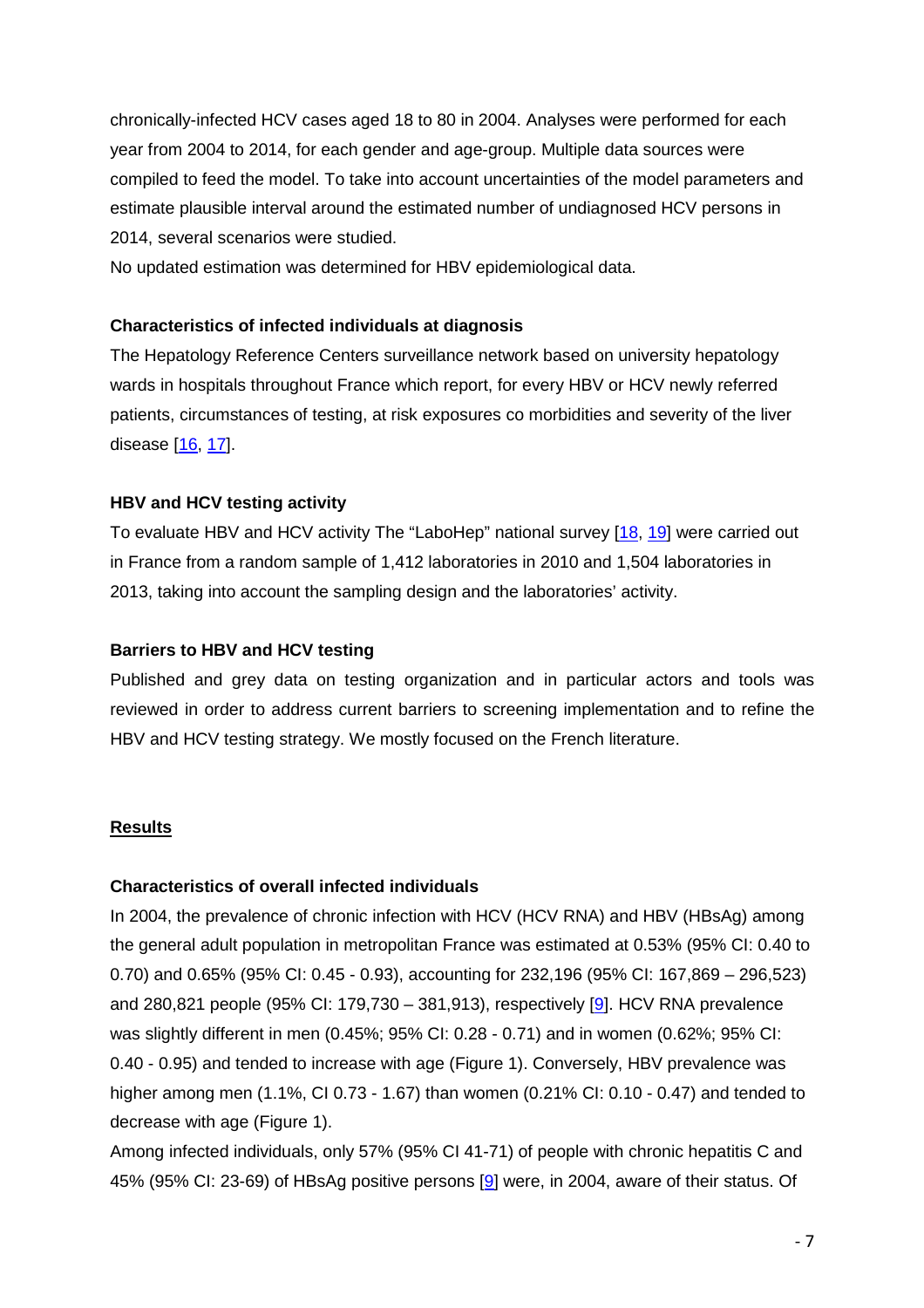chronically-infected HCV cases aged 18 to 80 in 2004. Analyses were performed for each year from 2004 to 2014, for each gender and age-group. Multiple data sources were compiled to feed the model. To take into account uncertainties of the model parameters and estimate plausible interval around the estimated number of undiagnosed HCV persons in 2014, several scenarios were studied.

No updated estimation was determined for HBV epidemiological data.

### Characteristics of infected individuals at diagnosis

The Hepatology Reference Centers surveillance network based on university hepatology wards in hospitals throughout France which report, for every HBV or HCV newly referred patients, circumstances of testing, at risk exposures co morbidities and severity of the liver disease [16, 17].

### HBV and HCV testing activity

To evaluate HBV and HCV activity The "LaboHep" national survey [18, 19] were carried out in France from a random sample of 1,412 laboratories in 2010 and 1,504 laboratories in 2013, taking into account the sampling design and the laboratories' activity.

### Barriers to HBV and HCV testing

Published and grey data on testing organization and in particular actors and tools was reviewed in order to address current barriers to screening implementation and to refine the HBV and HCV testing strategy. We mostly focused on the French literature.

## Results

### Characteristics of overall infected individuals

In 2004, the prevalence of chronic infection with HCV (HCV RNA) and HBV (HBsAg) among the general adult population in metropolitan France was estimated at 0.53% (95% CI: 0.40 to 0.70) and 0.65% (95% CI: 0.45 - 0.93), accounting for 232,196 (95% CI: 167,869 – 296,523) and 280,821 people (95% CI: 179,730 – 381,913), respectively [9]. HCV RNA prevalence was slightly different in men (0.45%; 95% CI: 0.28 - 0.71) and in women (0.62%; 95% CI: 0.40 - 0.95) and tended to increase with age (Figure 1). Conversely, HBV prevalence was higher among men (1.1%, CI 0.73 - 1.67) than women (0.21% CI: 0.10 - 0.47) and tended to decrease with age (Figure 1).

Among infected individuals, only 57% (95% CI 41-71) of people with chronic hepatitis C and 45% (95% CI: 23-69) of HBsAg positive persons [9] were, in 2004, aware of their status. Of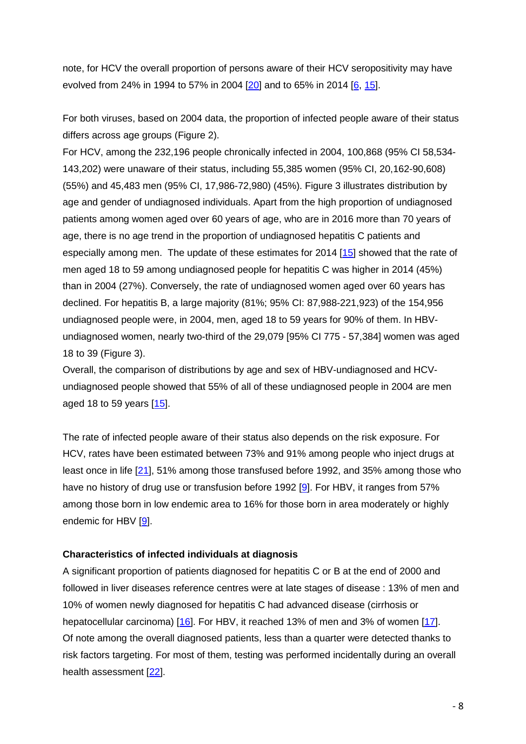note, for HCV the overall proportion of persons aware of their HCV seropositivity may have evolved from 24% in 1994 to 57% in 2004 [20] and to 65% in 2014 [6, 15].

For both viruses, based on 2004 data, the proportion of infected people aware of their status differs across age groups (Figure 2).

For HCV, among the 232,196 people chronically infected in 2004, 100,868 (95% CI 58,534-143,202) were unaware of their status, including 55,385 women (95% CI, 20,162-90,608) (55%) and 45,483 men (95% CI, 17,986-72,980) (45%). Figure 3 illustrates distribution by age and gender of undiagnosed individuals. Apart from the high proportion of undiagnosed patients among women aged over 60 years of age, who are in 2016 more than 70 years of age, there is no age trend in the proportion of undiagnosed hepatitis C patients and especially among men. The update of these estimates for 2014 [15] showed that the rate of men aged 18 to 59 among undiagnosed people for hepatitis C was higher in 2014 (45%) than in 2004 (27%). Conversely, the rate of undiagnosed women aged over 60 years has declined. For hepatitis B, a large majority (81%; 95% CI: 87,988-221,923) of the 154,956 undiagnosed people were, in 2004, men, aged 18 to 59 years for 90% of them. In HBV-undiagnosed women, nearly two-third of the 29,079 [95% CI 775 - 57,384] women was aged 18 to 39 (Figure 3).

Overall, the comparison of distributions by age and sex of HBV-undiagnosed and HCV-undiagnosed people showed that 55% of all of these undiagnosed people in 2004 are men aged 18 to 59 years [15].

The rate of infected people aware of their status also depends on the risk exposure. For HCV, rates have been estimated between 73% and 91% among people who inject drugs at least once in life [21], 51% among those transfused before 1992, and 35% among those who have no history of drug use or transfusion before 1992 [9]. For HBV, it ranges from 57% among those born in low endemic area to 16% for those born in area moderately or highly endemic for HBV [9].

**Characteristics of infected individuals at diagnosis**

A significant proportion of patients diagnosed for hepatitis C or B at the end of 2000 and followed in liver diseases reference centres were at late stages of disease : 13% of men and 10% of women newly diagnosed for hepatitis C had advanced disease (cirrhosis or hepatocellular carcinoma) [16]. For HBV, it reached 13% of men and 3% of women [17]. Of note among the overall diagnosed patients, less than a quarter were detected thanks to risk factors targeting. For most of them, testing was performed incidentally during an overall health assessment [22].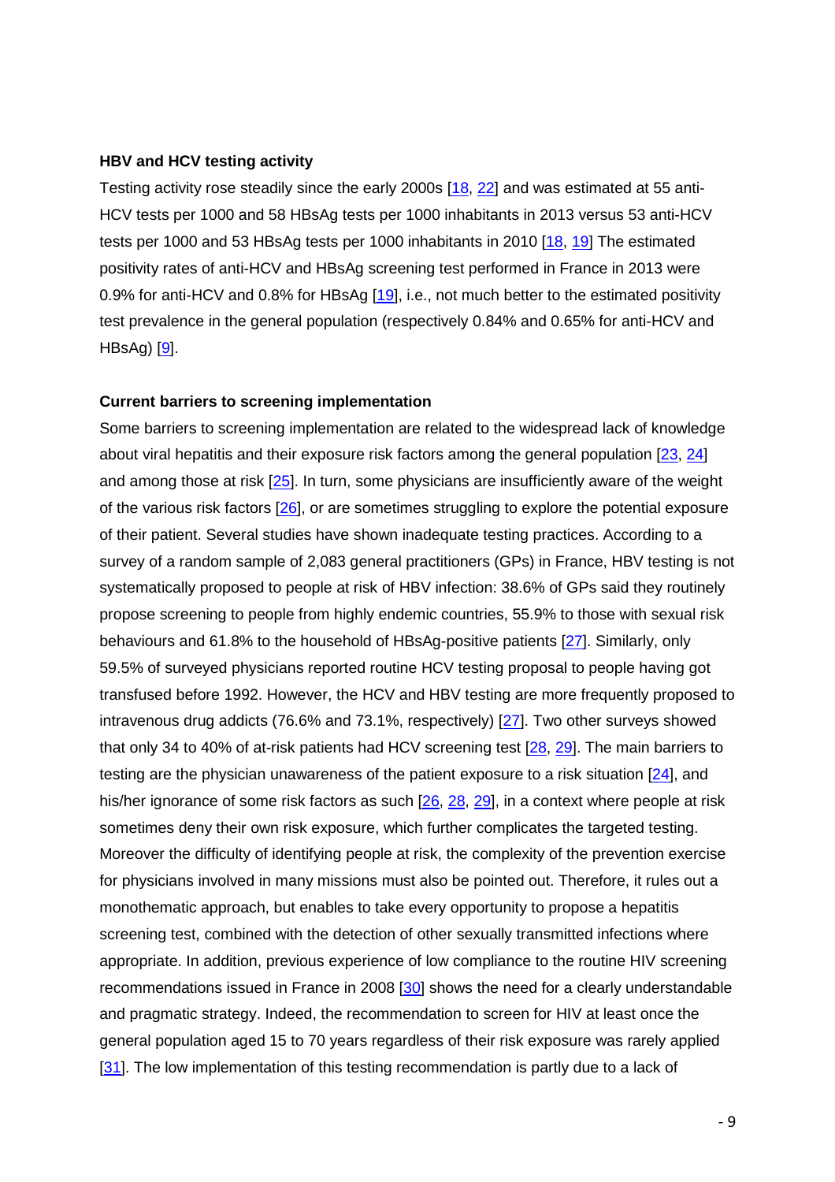**HBV and HCV testing activity**

Testing activity rose steadily since the early 2000s [18, 22] and was estimated at 55 anti-HCV tests per 1000 and 58 HBsAg tests per 1000 inhabitants in 2013 versus 53 anti-HCV tests per 1000 and 53 HBsAg tests per 1000 inhabitants in 2010 [18, 19] The estimated positivity rates of anti-HCV and HBsAg screening test performed in France in 2013 were 0.9% for anti-HCV and 0.8% for HBsAg [19], i.e., not much better to the estimated positivity test prevalence in the general population (respectively 0.84% and 0.65% for anti-HCV and HBsAg) [9].

**Current barriers to screening implementation**

Some barriers to screening implementation are related to the widespread lack of knowledge about viral hepatitis and their exposure risk factors among the general population [23, 24] and among those at risk [25]. In turn, some physicians are insufficiently aware of the weight of the various risk factors [26], or are sometimes struggling to explore the potential exposure of their patient. Several studies have shown inadequate testing practices. According to a survey of a random sample of 2,083 general practitioners (GPs) in France, HBV testing is not systematically proposed to people at risk of HBV infection: 38.6% of GPs said they routinely propose screening to people from highly endemic countries, 55.9% to those with sexual risk behaviours and 61.8% to the household of HBsAg-positive patients [27]. Similarly, only 59.5% of surveyed physicians reported routine HCV testing proposal to people having got transfused before 1992. However, the HCV and HBV testing are more frequently proposed to intravenous drug addicts (76.6% and 73.1%, respectively) [27]. Two other surveys showed that only 34 to 40% of at-risk patients had HCV screening test [28, 29]. The main barriers to testing are the physician unawareness of the patient exposure to a risk situation [24], and his/her ignorance of some risk factors as such [26, 28, 29], in a context where people at risk sometimes deny their own risk exposure, which further complicates the targeted testing. Moreover the difficulty of identifying people at risk, the complexity of the prevention exercise for physicians involved in many missions must also be pointed out. Therefore, it rules out a monothematic approach, but enables to take every opportunity to propose a hepatitis screening test, combined with the detection of other sexually transmitted infections where appropriate. In addition, previous experience of low compliance to the routine HIV screening recommendations issued in France in 2008 [30] shows the need for a clearly understandable and pragmatic strategy. Indeed, the recommendation to screen for HIV at least once the general population aged 15 to 70 years regardless of their risk exposure was rarely applied [31]. The low implementation of this testing recommendation is partly due to a lack of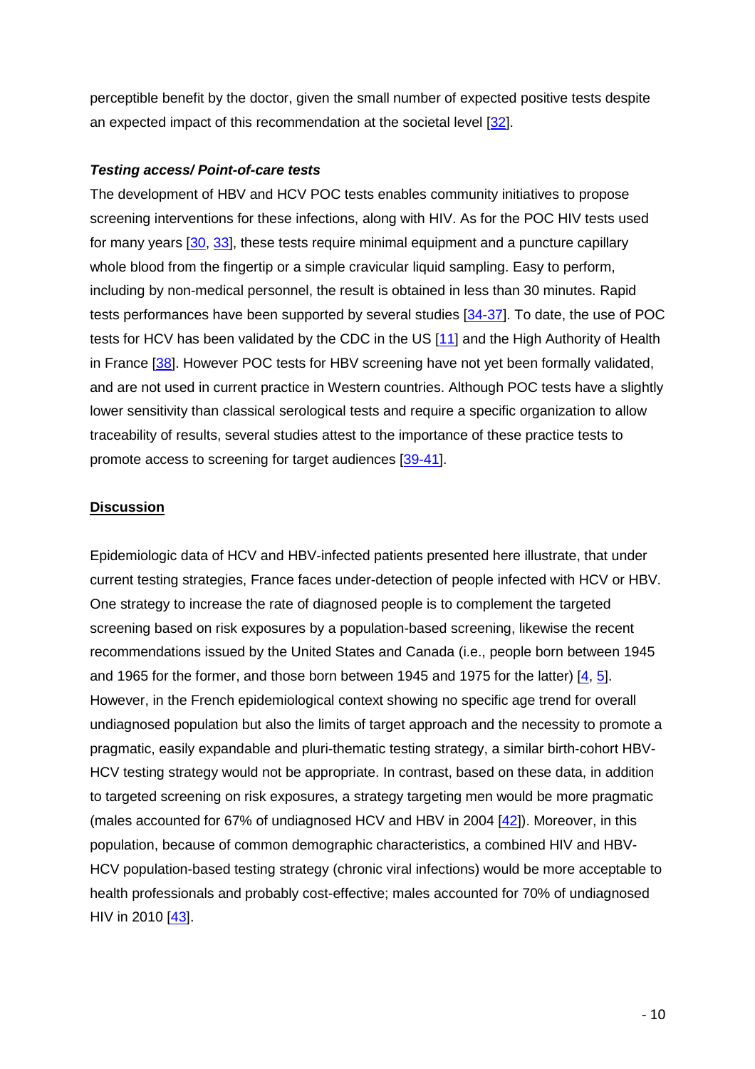perceptible benefit by the doctor, given the small number of expected positive tests despite an expected impact of this recommendation at the societal level [32].

***Testing access/ Point-of-care tests***

The development of HBV and HCV POC tests enables community initiatives to propose screening interventions for these infections, along with HIV. As for the POC HIV tests used for many years [30, 33], these tests require minimal equipment and a puncture capillary whole blood from the fingertip or a simple cravicular liquid sampling. Easy to perform, including by non-medical personnel, the result is obtained in less than 30 minutes. Rapid tests performances have been supported by several studies [34-37]. To date, the use of POC tests for HCV has been validated by the CDC in the US [11] and the High Authority of Health in France [38]. However POC tests for HBV screening have not yet been formally validated, and are not used in current practice in Western countries. Although POC tests have a slightly lower sensitivity than classical serological tests and require a specific organization to allow traceability of results, several studies attest to the importance of these practice tests to promote access to screening for target audiences [39-41].

## Discussion

Epidemiologic data of HCV and HBV-infected patients presented here illustrate, that under current testing strategies, France faces under-detection of people infected with HCV or HBV. One strategy to increase the rate of diagnosed people is to complement the targeted screening based on risk exposures by a population-based screening, likewise the recent recommendations issued by the United States and Canada (i.e., people born between 1945 and 1965 for the former, and those born between 1945 and 1975 for the latter) [4, 5]. However, in the French epidemiological context showing no specific age trend for overall undiagnosed population but also the limits of target approach and the necessity to promote a pragmatic, easily expandable and pluri-thematic testing strategy, a similar birth-cohort HBV-HCV testing strategy would not be appropriate. In contrast, based on these data, in addition to targeted screening on risk exposures, a strategy targeting men would be more pragmatic (males accounted for 67% of undiagnosed HCV and HBV in 2004 [42]). Moreover, in this population, because of common demographic characteristics, a combined HIV and HBV-HCV population-based testing strategy (chronic viral infections) would be more acceptable to health professionals and probably cost-effective; males accounted for 70% of undiagnosed HIV in 2010 [43].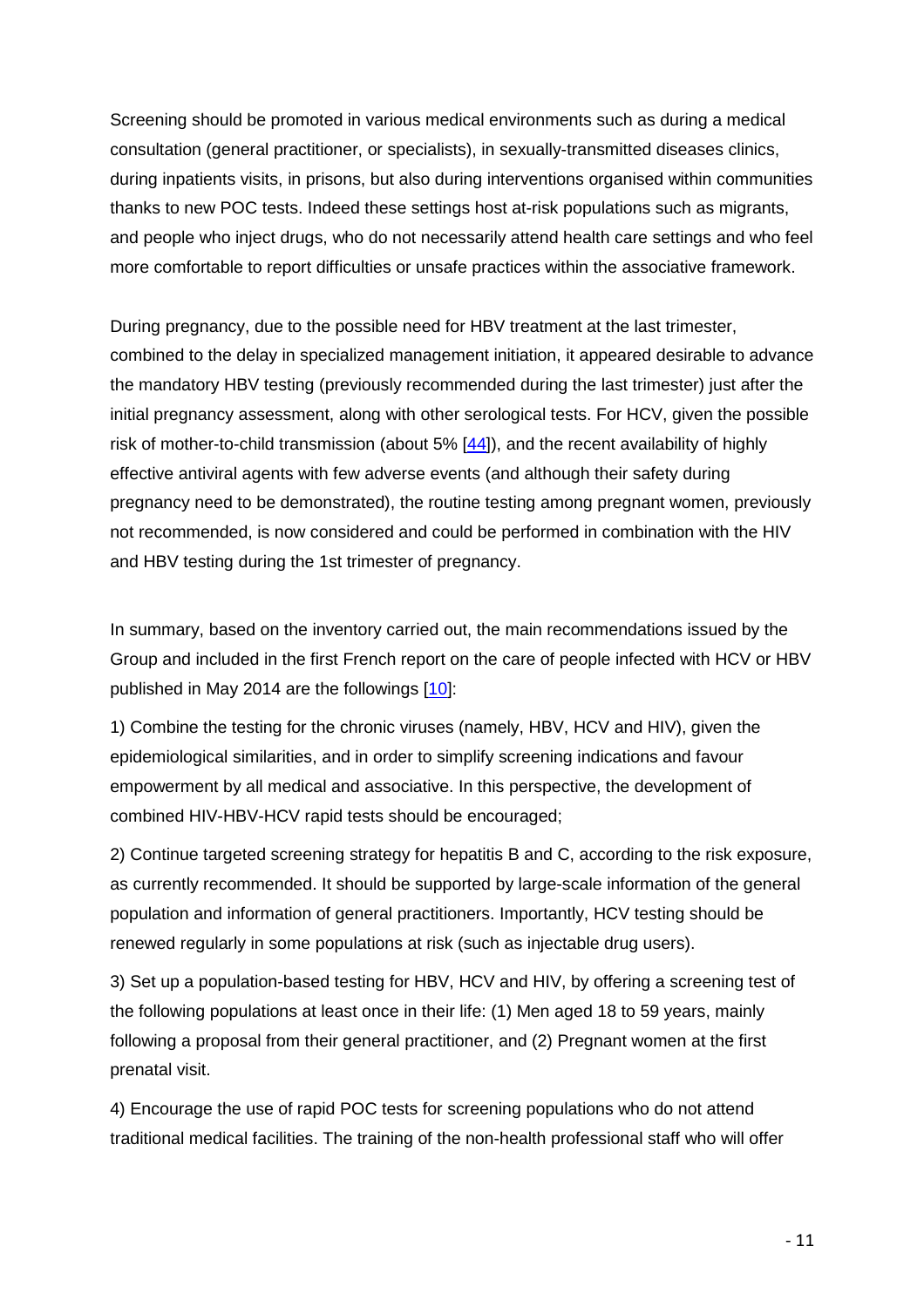Screening should be promoted in various medical environments such as during a medical consultation (general practitioner, or specialists), in sexually-transmitted diseases clinics, during inpatients visits, in prisons, but also during interventions organised within communities thanks to new POC tests. Indeed these settings host at-risk populations such as migrants, and people who inject drugs, who do not necessarily attend health care settings and who feel more comfortable to report difficulties or unsafe practices within the associative framework.

During pregnancy, due to the possible need for HBV treatment at the last trimester, combined to the delay in specialized management initiation, it appeared desirable to advance the mandatory HBV testing (previously recommended during the last trimester) just after the initial pregnancy assessment, along with other serological tests. For HCV, given the possible risk of mother-to-child transmission (about 5% [44]), and the recent availability of highly effective antiviral agents with few adverse events (and although their safety during pregnancy need to be demonstrated), the routine testing among pregnant women, previously not recommended, is now considered and could be performed in combination with the HIV and HBV testing during the 1st trimester of pregnancy.

In summary, based on the inventory carried out, the main recommendations issued by the Group and included in the first French report on the care of people infected with HCV or HBV published in May 2014 are the followings [10]:

1) Combine the testing for the chronic viruses (namely, HBV, HCV and HIV), given the epidemiological similarities, and in order to simplify screening indications and favour empowerment by all medical and associative. In this perspective, the development of combined HIV-HBV-HCV rapid tests should be encouraged;

2) Continue targeted screening strategy for hepatitis B and C, according to the risk exposure, as currently recommended. It should be supported by large-scale information of the general population and information of general practitioners. Importantly, HCV testing should be renewed regularly in some populations at risk (such as injectable drug users).

3) Set up a population-based testing for HBV, HCV and HIV, by offering a screening test of the following populations at least once in their life: (1) Men aged 18 to 59 years, mainly following a proposal from their general practitioner, and (2) Pregnant women at the first prenatal visit.

4) Encourage the use of rapid POC tests for screening populations who do not attend traditional medical facilities. The training of the non-health professional staff who will offer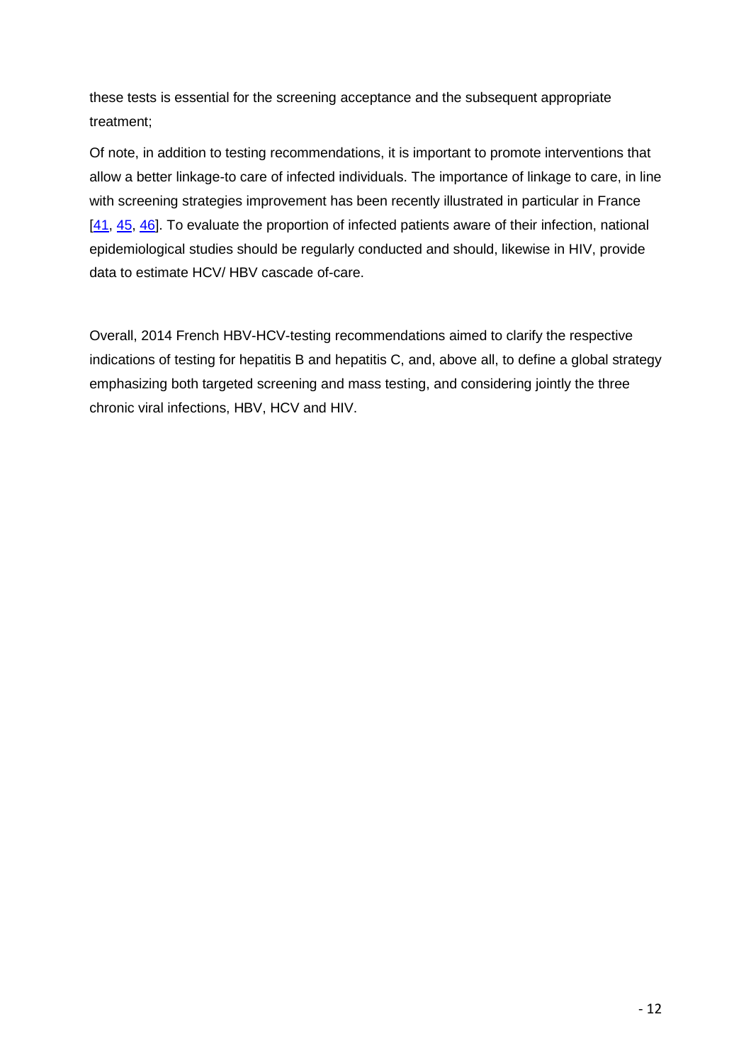these tests is essential for the screening acceptance and the subsequent appropriate treatment;

Of note, in addition to testing recommendations, it is important to promote interventions that allow a better linkage-to care of infected individuals. The importance of linkage to care, in line with screening strategies improvement has been recently illustrated in particular in France [41, 45, 46]. To evaluate the proportion of infected patients aware of their infection, national epidemiological studies should be regularly conducted and should, likewise in HIV, provide data to estimate HCV/ HBV cascade of-care.

Overall, 2014 French HBV-HCV-testing recommendations aimed to clarify the respective indications of testing for hepatitis B and hepatitis C, and, above all, to define a global strategy emphasizing both targeted screening and mass testing, and considering jointly the three chronic viral infections, HBV, HCV and HIV.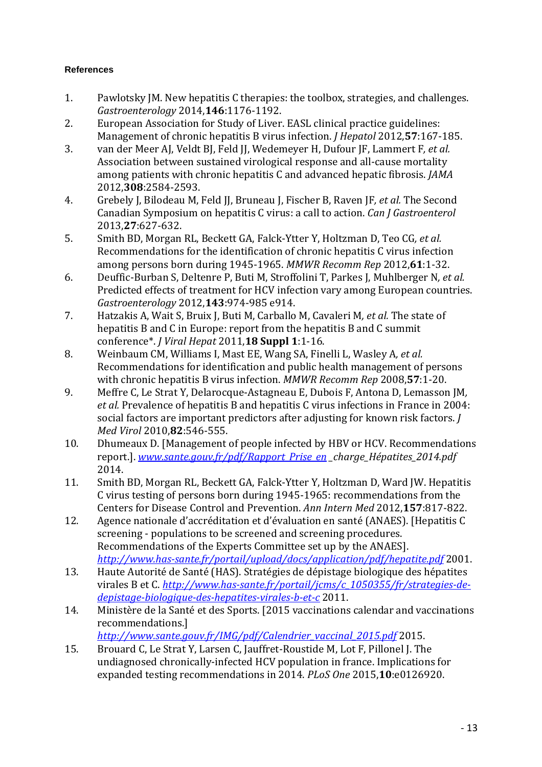**References**

1. Pawlotsky JM. New hepatitis C therapies: the toolbox, strategies, and challenges. *Gastroenterology* 2014,**146**:1176-1192.
2. European Association for Study of Liver. EASL clinical practice guidelines: Management of chronic hepatitis B virus infection. *J Hepatol* 2012,**57**:167-185.
3. van der Meer AJ, Veldt BJ, Feld JJ, Wedemeyer H, Dufour JF, Lammert F*, et al.* Association between sustained virological response and all-cause mortality among patients with chronic hepatitis C and advanced hepatic fibrosis. *JAMA* 2012,**308**:2584-2593.
4. Grebely J, Bilodeau M, Feld JJ, Bruneau J, Fischer B, Raven JF*, et al.* The Second Canadian Symposium on hepatitis C virus: a call to action. *Can J Gastroenterol* 2013,**27**:627-632.
5. Smith BD, Morgan RL, Beckett GA, Falck-Ytter Y, Holtzman D, Teo CG*, et al.* Recommendations for the identification of chronic hepatitis C virus infection among persons born during 1945-1965. *MMWR Recomm Rep* 2012,**61**:1-32.
6. Deuffic-Burban S, Deltenre P, Buti M, Stroffolini T, Parkes J, Muhlberger N*, et al.* Predicted effects of treatment for HCV infection vary among European countries. *Gastroenterology* 2012,**143**:974-985 e914.
7. Hatzakis A, Wait S, Bruix J, Buti M, Carballo M, Cavaleri M*, et al.* The state of hepatitis B and C in Europe: report from the hepatitis B and C summit conference*. *J Viral Hepat* 2011,**18 Suppl 1**:1-16.
8. Weinbaum CM, Williams I, Mast EE, Wang SA, Finelli L, Wasley A*, et al.* Recommendations for identification and public health management of persons with chronic hepatitis B virus infection. *MMWR Recomm Rep* 2008,**57**:1-20.
9. Meffre C, Le Strat Y, Delarocque-Astagneau E, Dubois F, Antona D, Lemasson JM*, et al.* Prevalence of hepatitis B and hepatitis C virus infections in France in 2004: social factors are important predictors after adjusting for known risk factors. *J Med Virol* 2010,**82**:546-555.
10. Dhumeaux D. [Management of people infected by HBV or HCV. Recommendations report.]. *www.sante.gouv.fr/pdf/Rapport_Prise_en_charge_Hépatites_2014.pdf* 2014.
11. Smith BD, Morgan RL, Beckett GA, Falck-Ytter Y, Holtzman D, Ward JW. Hepatitis C virus testing of persons born during 1945-1965: recommendations from the Centers for Disease Control and Prevention. *Ann Intern Med* 2012,**157**:817-822.
12. Agence nationale d'accréditation et d'évaluation en santé (ANAES). [Hepatitis C screening - populations to be screened and screening procedures. Recommendations of the Experts Committee set up by the ANAES]. *http://www.has-sante.fr/portail/upload/docs/application/pdf/hepatite.pdf* 2001.
13. Haute Autorité de Santé (HAS). Stratégies de dépistage biologique des hépatites virales B et C. *http://www.has-sante.fr/portail/jcms/c_1050355/fr/strategies-de-depistage-biologique-des-hepatites-virales-b-et-c* 2011.
14. Ministère de la Santé et des Sports. [2015 vaccinations calendar and vaccinations recommendations.] *http://www.sante.gouv.fr/IMG/pdf/Calendrier_vaccinal_2015.pdf* 2015.
15. Brouard C, Le Strat Y, Larsen C, Jauffret-Roustide M, Lot F, Pillonel J. The undiagnosed chronically-infected HCV population in france. Implications for expanded testing recommendations in 2014. *PLoS One* 2015,**10**:e0126920.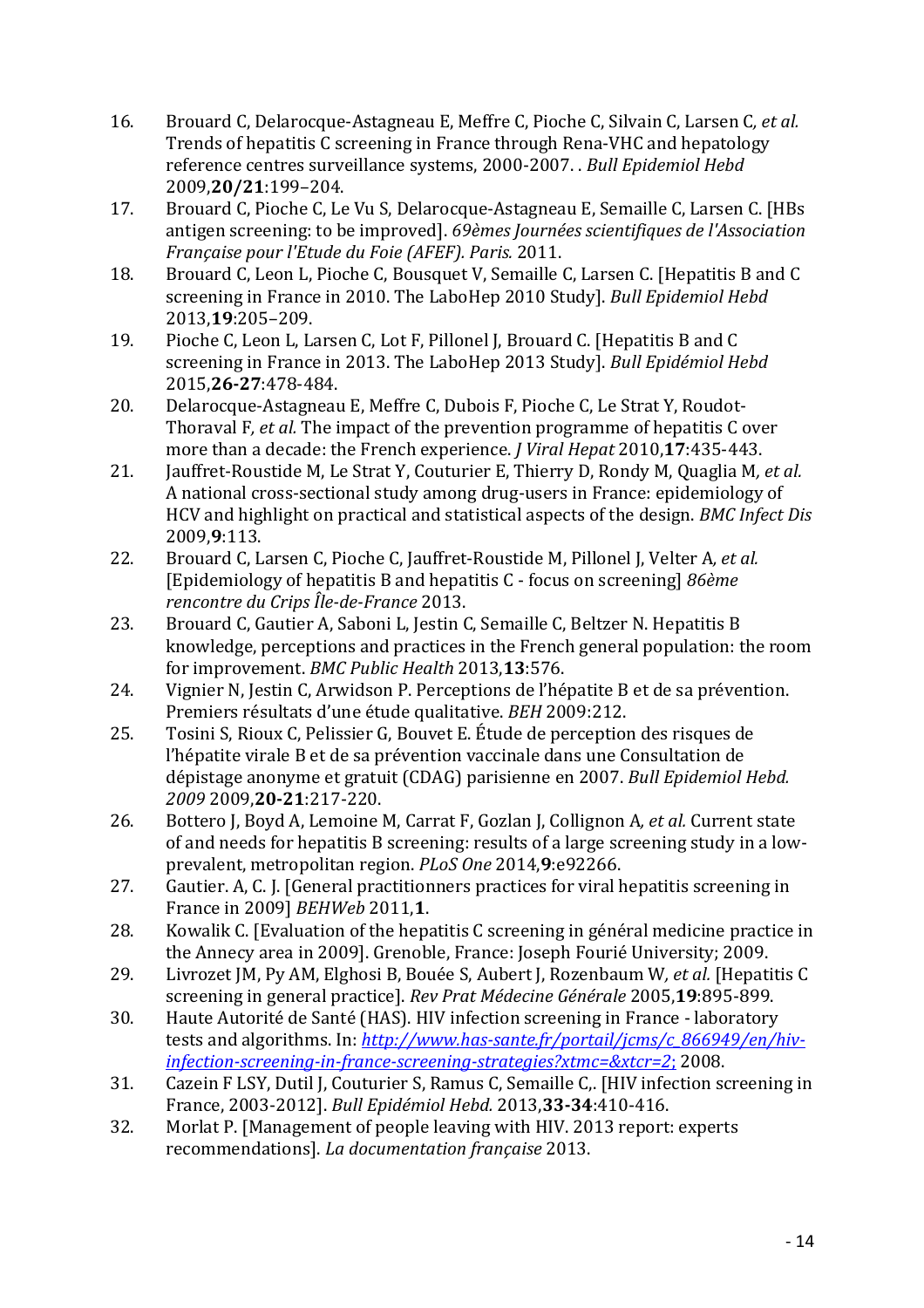16. Brouard C, Delarocque-Astagneau E, Meffre C, Pioche C, Silvain C, Larsen C*, et al.* Trends of hepatitis C screening in France through Rena-VHC and hepatology reference centres surveillance systems, 2000-2007. . *Bull Epidemiol Hebd* 2009,**20/21**:199–204.
17. Brouard C, Pioche C, Le Vu S, Delarocque-Astagneau E, Semaille C, Larsen C. [HBs antigen screening: to be improved]. *69èmes Journées scientifiques de l'Association Française pour l'Etude du Foie (AFEF). Paris.* 2011.
18. Brouard C, Leon L, Pioche C, Bousquet V, Semaille C, Larsen C. [Hepatitis B and C screening in France in 2010. The LaboHep 2010 Study]. *Bull Epidemiol Hebd* 2013,**19**:205–209.
19. Pioche C, Leon L, Larsen C, Lot F, Pillonel J, Brouard C. [Hepatitis B and C screening in France in 2013. The LaboHep 2013 Study]. *Bull Epidémiol Hebd* 2015,**26-27**:478-484.
20. Delarocque-Astagneau E, Meffre C, Dubois F, Pioche C, Le Strat Y, Roudot-Thoraval F*, et al.* The impact of the prevention programme of hepatitis C over more than a decade: the French experience. *J Viral Hepat* 2010,**17**:435-443.
21. Jauffret-Roustide M, Le Strat Y, Couturier E, Thierry D, Rondy M, Quaglia M*, et al.* A national cross-sectional study among drug-users in France: epidemiology of HCV and highlight on practical and statistical aspects of the design. *BMC Infect Dis* 2009,**9**:113.
22. Brouard C, Larsen C, Pioche C, Jauffret-Roustide M, Pillonel J, Velter A*, et al.* [Epidemiology of hepatitis B and hepatitis C - focus on screening] *86ème rencontre du Crips Île-de-France* 2013.
23. Brouard C, Gautier A, Saboni L, Jestin C, Semaille C, Beltzer N. Hepatitis B knowledge, perceptions and practices in the French general population: the room for improvement. *BMC Public Health* 2013,**13**:576.
24. Vignier N, Jestin C, Arwidson P. Perceptions de l'hépatite B et de sa prévention. Premiers résultats d'une étude qualitative. *BEH* 2009:212.
25. Tosini S, Rioux C, Pelissier G, Bouvet E. Étude de perception des risques de l'hépatite virale B et de sa prévention vaccinale dans une Consultation de dépistage anonyme et gratuit (CDAG) parisienne en 2007. *Bull Epidemiol Hebd. 2009* 2009,**20-21**:217-220.
26. Bottero J, Boyd A, Lemoine M, Carrat F, Gozlan J, Collignon A*, et al.* Current state of and needs for hepatitis B screening: results of a large screening study in a low-prevalent, metropolitan region. *PLoS One* 2014,**9**:e92266.
27. Gautier. A, C. J. [General practitionners practices for viral hepatitis screening in France in 2009] *BEHWeb* 2011,**1**.
28. Kowalik C. [Evaluation of the hepatitis C screening in général medicine practice in the Annecy area in 2009]. Grenoble, France: Joseph Fourié University; 2009.
29. Livrozet JM, Py AM, Elghosi B, Bouée S, Aubert J, Rozenbaum W*, et al.* [Hepatitis C screening in general practice]. *Rev Prat Médecine Générale* 2005,**19**:895-899.
30. Haute Autorité de Santé (HAS). HIV infection screening in France - laboratory tests and algorithms. In: *http://www.has-sante.fr/portail/jcms/c_866949/en/hiv-infection-screening-in-france-screening-strategies?xtmc=&xtcr=2*; 2008.
31. Cazein F LSY, Dutil J, Couturier S, Ramus C, Semaille C,. [HIV infection screening in France, 2003-2012]. *Bull Epidémiol Hebd.* 2013,**33-34**:410-416.
32. Morlat P. [Management of people leaving with HIV. 2013 report: experts recommendations]. *La documentation française* 2013.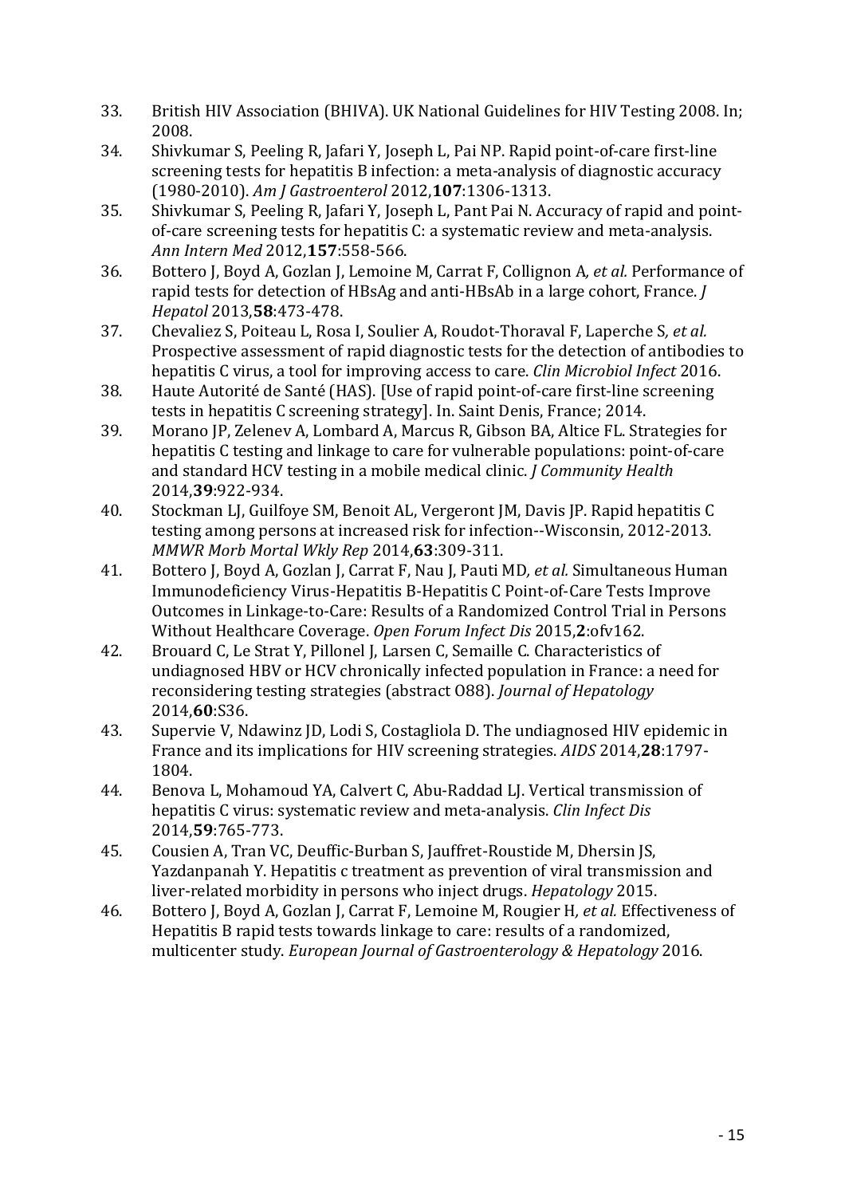33. British HIV Association (BHIVA). UK National Guidelines for HIV Testing 2008. In; 2008.
34. Shivkumar S, Peeling R, Jafari Y, Joseph L, Pai NP. Rapid point-of-care first-line screening tests for hepatitis B infection: a meta-analysis of diagnostic accuracy (1980-2010). *Am J Gastroenterol* 2012,**107**:1306-1313.
35. Shivkumar S, Peeling R, Jafari Y, Joseph L, Pant Pai N. Accuracy of rapid and point-of-care screening tests for hepatitis C: a systematic review and meta-analysis. *Ann Intern Med* 2012,**157**:558-566.
36. Bottero J, Boyd A, Gozlan J, Lemoine M, Carrat F, Collignon A*, et al.* Performance of rapid tests for detection of HBsAg and anti-HBsAb in a large cohort, France. *J Hepatol* 2013,**58**:473-478.
37. Chevaliez S, Poiteau L, Rosa I, Soulier A, Roudot-Thoraval F, Laperche S*, et al.* Prospective assessment of rapid diagnostic tests for the detection of antibodies to hepatitis C virus, a tool for improving access to care. *Clin Microbiol Infect* 2016.
38. Haute Autorité de Santé (HAS). [Use of rapid point-of-care first-line screening tests in hepatitis C screening strategy]. In. Saint Denis, France; 2014.
39. Morano JP, Zelenev A, Lombard A, Marcus R, Gibson BA, Altice FL. Strategies for hepatitis C testing and linkage to care for vulnerable populations: point-of-care and standard HCV testing in a mobile medical clinic. *J Community Health* 2014,**39**:922-934.
40. Stockman LJ, Guilfoye SM, Benoit AL, Vergeront JM, Davis JP. Rapid hepatitis C testing among persons at increased risk for infection--Wisconsin, 2012-2013. *MMWR Morb Mortal Wkly Rep* 2014,**63**:309-311.
41. Bottero J, Boyd A, Gozlan J, Carrat F, Nau J, Pauti MD*, et al.* Simultaneous Human Immunodeficiency Virus-Hepatitis B-Hepatitis C Point-of-Care Tests Improve Outcomes in Linkage-to-Care: Results of a Randomized Control Trial in Persons Without Healthcare Coverage. *Open Forum Infect Dis* 2015,**2**:ofv162.
42. Brouard C, Le Strat Y, Pillonel J, Larsen C, Semaille C. Characteristics of undiagnosed HBV or HCV chronically infected population in France: a need for reconsidering testing strategies (abstract O88). *Journal of Hepatology* 2014,**60**:S36.
43. Supervie V, Ndawinz JD, Lodi S, Costagliola D. The undiagnosed HIV epidemic in France and its implications for HIV screening strategies. *AIDS* 2014,**28**:1797-1804.
44. Benova L, Mohamoud YA, Calvert C, Abu-Raddad LJ. Vertical transmission of hepatitis C virus: systematic review and meta-analysis. *Clin Infect Dis* 2014,**59**:765-773.
45. Cousien A, Tran VC, Deuffic-Burban S, Jauffret-Roustide M, Dhersin JS, Yazdanpanah Y. Hepatitis c treatment as prevention of viral transmission and liver-related morbidity in persons who inject drugs. *Hepatology* 2015.
46. Bottero J, Boyd A, Gozlan J, Carrat F, Lemoine M, Rougier H*, et al.* Effectiveness of Hepatitis B rapid tests towards linkage to care: results of a randomized, multicenter study. *European Journal of Gastroenterology & Hepatology* 2016.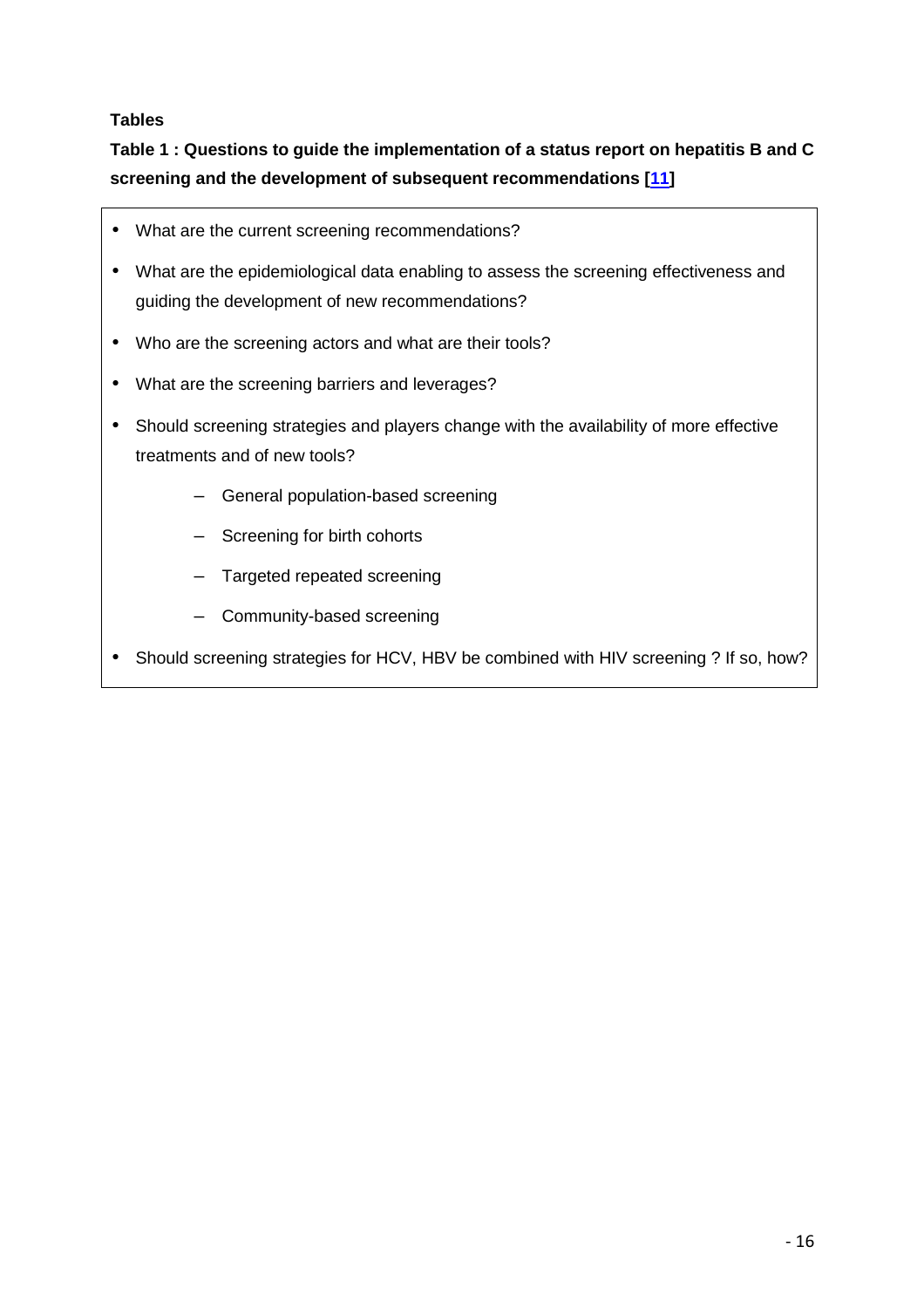**Tables**

**Table 1 : Questions to guide the implementation of a status report on hepatitis B and C screening and the development of subsequent recommendations [11]**

- What are the current screening recommendations?
- What are the epidemiological data enabling to assess the screening effectiveness and guiding the development of new recommendations?
- Who are the screening actors and what are their tools?
- What are the screening barriers and leverages?
- Should screening strategies and players change with the availability of more effective treatments and of new tools?
    - General population-based screening
    - Screening for birth cohorts
    - Targeted repeated screening
    - Community-based screening
- Should screening strategies for HCV, HBV be combined with HIV screening ? If so, how?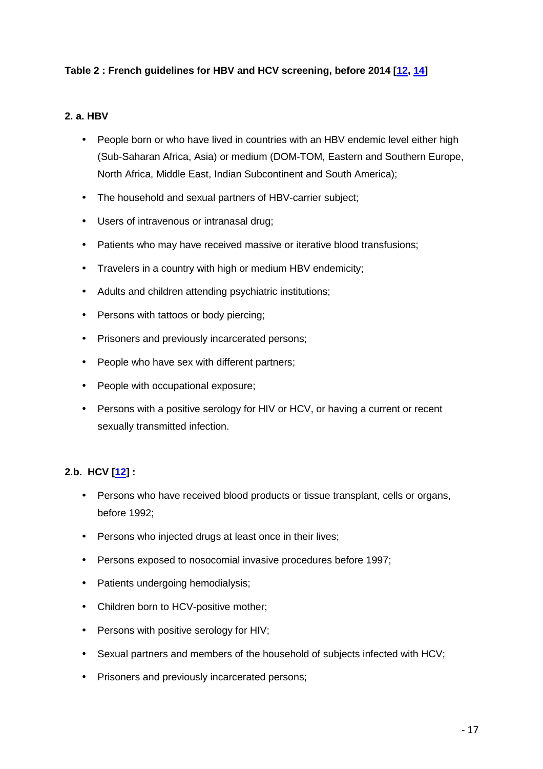**Table 2 : French guidelines for HBV and HCV screening, before 2014 [12, 14]**

**2. a. HBV**

- People born or who have lived in countries with an HBV endemic level either high (Sub-Saharan Africa, Asia) or medium (DOM-TOM, Eastern and Southern Europe, North Africa, Middle East, Indian Subcontinent and South America);
- The household and sexual partners of HBV-carrier subject;
- Users of intravenous or intranasal drug;
- Patients who may have received massive or iterative blood transfusions;
- Travelers in a country with high or medium HBV endemicity;
- Adults and children attending psychiatric institutions;
- Persons with tattoos or body piercing;
- Prisoners and previously incarcerated persons;
- People who have sex with different partners;
- People with occupational exposure;
- Persons with a positive serology for HIV or HCV, or having a current or recent sexually transmitted infection.

**2.b. HCV [12] :**

- Persons who have received blood products or tissue transplant, cells or organs, before 1992;
- Persons who injected drugs at least once in their lives;
- Persons exposed to nosocomial invasive procedures before 1997;
- Patients undergoing hemodialysis;
- Children born to HCV-positive mother;
- Persons with positive serology for HIV;
- Sexual partners and members of the household of subjects infected with HCV;
- Prisoners and previously incarcerated persons;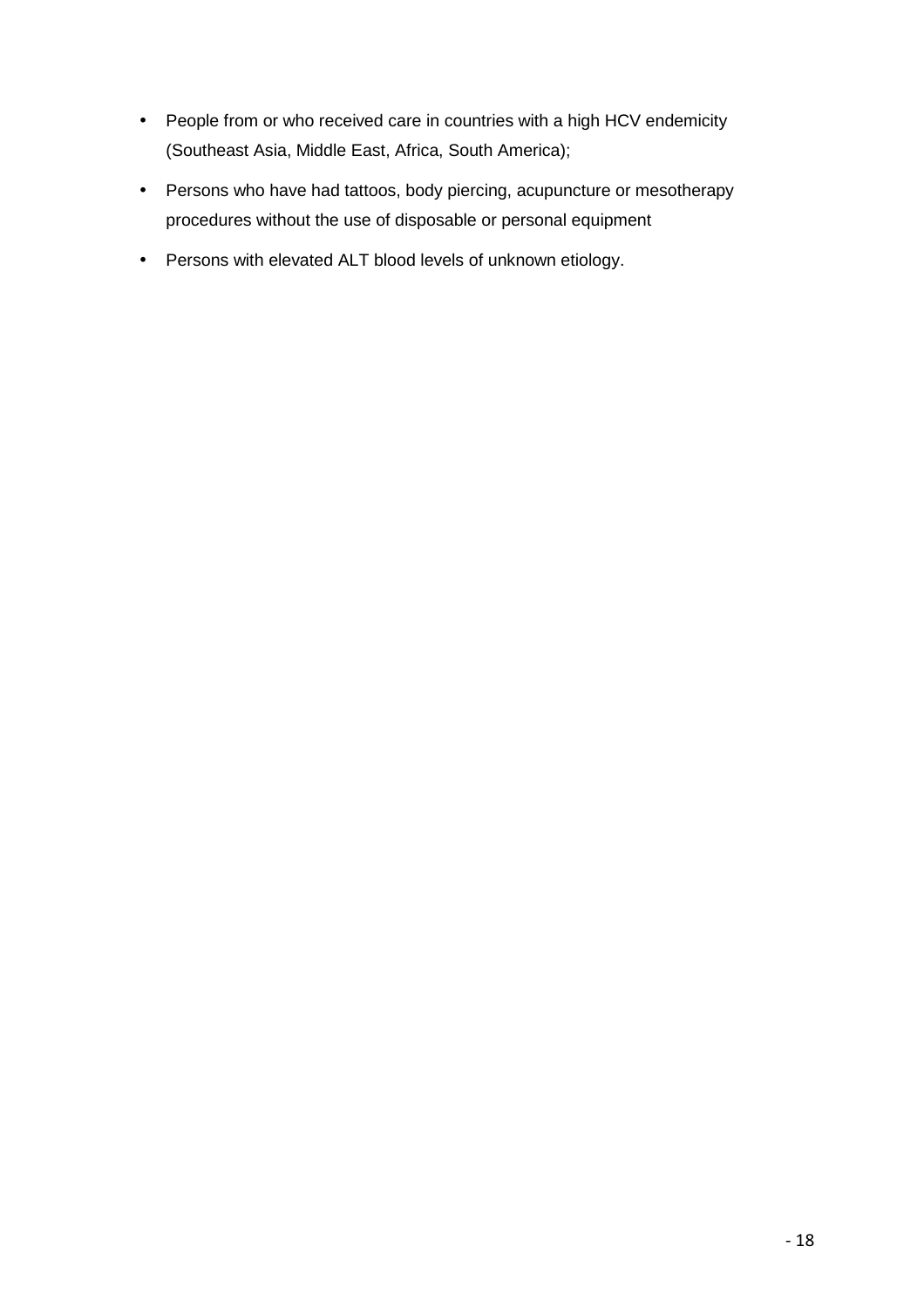- People from or who received care in countries with a high HCV endemicity (Southeast Asia, Middle East, Africa, South America);
- Persons who have had tattoos, body piercing, acupuncture or mesotherapy procedures without the use of disposable or personal equipment
- Persons with elevated ALT blood levels of unknown etiology.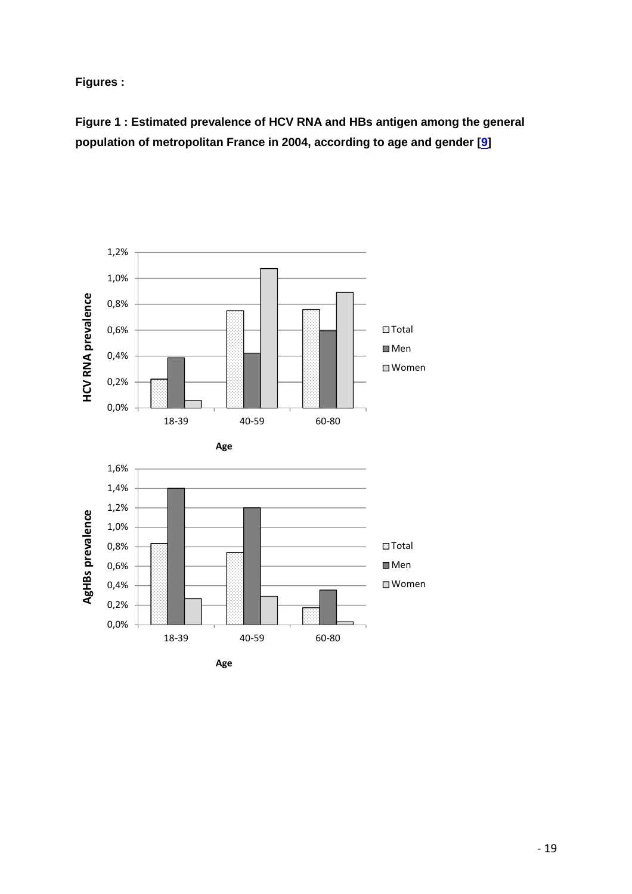**Figures :**

**Figure 1 : Estimated prevalence of HCV RNA and HBs antigen among the general population of metropolitan France in 2004, according to age and gender [9]**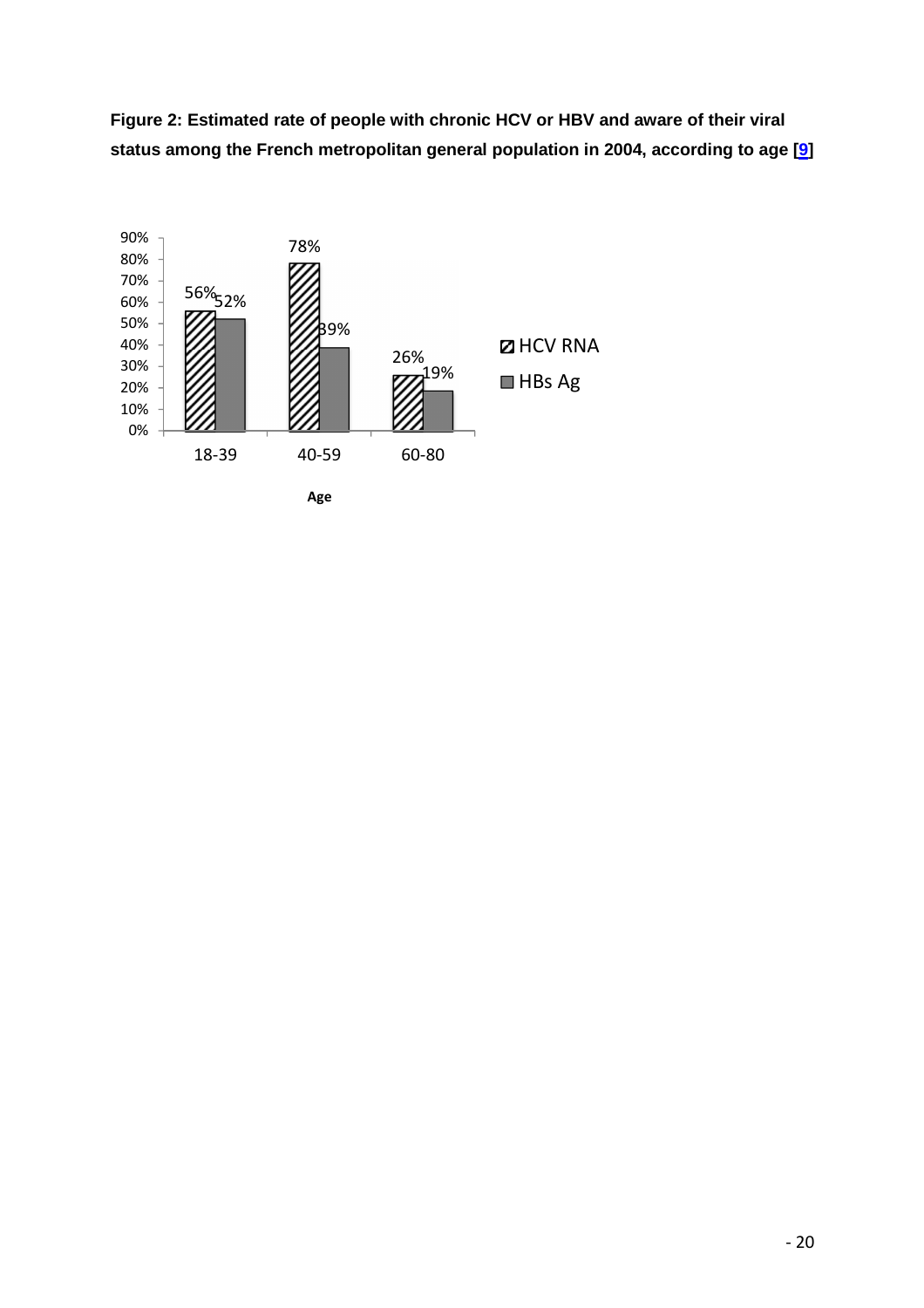**Figure 2: Estimated rate of people with chronic HCV or HBV and aware of their viral status among the French metropolitan general population in 2004, according to age [9]**

| Age | HCV RNA | HBs Ag |
|---|---|---|
| 18-39 | 56% | 52% |
| 40-59 | 78% | 39% |
| 60-80 | 26% | 19% |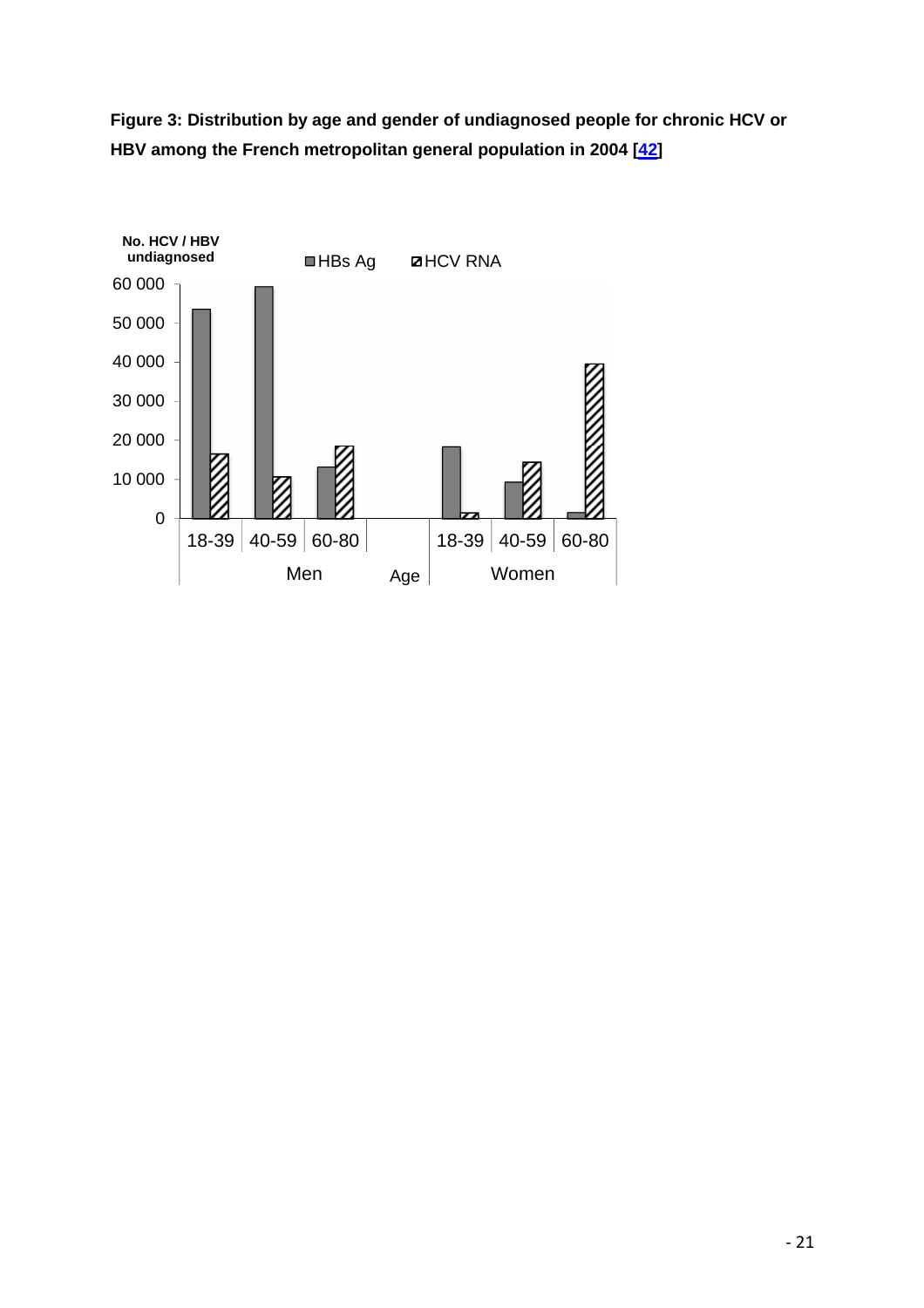**Figure 3: Distribution by age and gender of undiagnosed people for chronic HCV or HBV among the French metropolitan general population in 2004 [42]**

No. HCV / HBV undiagnosed

HBs Ag

HCV RNA

60 000
50 000
40 000
30 000
20 000
10 000
0

18-39 40-59 60-80

Men

Age

18-39 40-59 60-80

Women